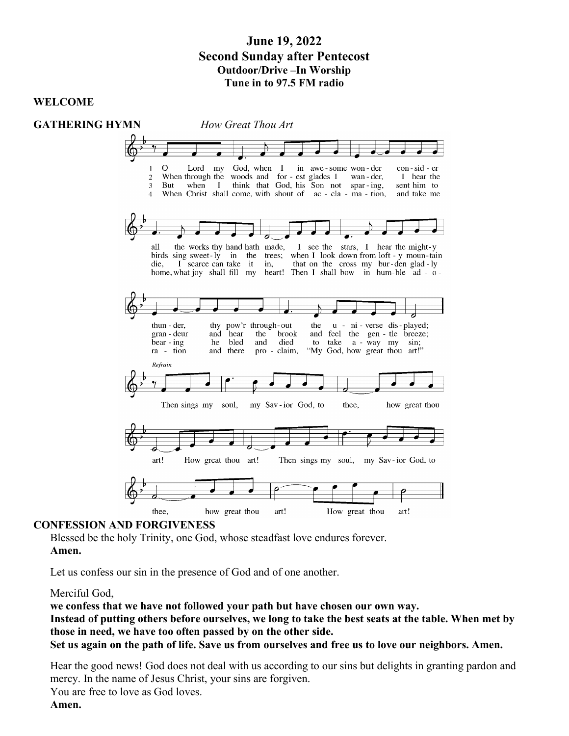# June 19, 2022
## Second Sunday after Pentecost
### Outdoor/Drive –In Worship
### Tune in to 97.5 FM radio

**WELCOME**

**GATHERING HYMN** *How Great Thou Art*

1 O Lord my God, when I in awesome wonder consider all the works thy hand hath made, I see the stars, I hear the mighty thunder, thy pow'r throughout the universe displayed;

2 When through the woods and forest glades I wander, I hear the birds sing sweetly in the trees; when I look down from lofty mountain grandeur and hear the brook and feel the gentle breeze;

3 But when I think that God, his Son not sparing, sent him to die, I scarce can take it in, that on the cross my burden gladly bearing he bled and died to take away my sin;

4 When Christ shall come, with shout of acclamation, and take me home, what joy shall fill my heart! Then I shall bow in humble adoration and there proclaim, "My God, how great thou art!"

*Refrain*

Then sings my soul, my Savior God, to thee, how great thou art! How great thou art! Then sings my soul, my Savior God, to thee, how great thou art! How great thou art!

**CONFESSION AND FORGIVENESS**

Blessed be the holy Trinity, one God, whose steadfast love endures forever.
**Amen.**

Let us confess our sin in the presence of God and of one another.

Merciful God,
**we confess that we have not followed your path but have chosen our own way.**
**Instead of putting others before ourselves, we long to take the best seats at the table. When met by those in need, we have too often passed by on the other side.**
**Set us again on the path of life. Save us from ourselves and free us to love our neighbors. Amen.**

Hear the good news! God does not deal with us according to our sins but delights in granting pardon and mercy. In the name of Jesus Christ, your sins are forgiven.
You are free to love as God loves.
**Amen.**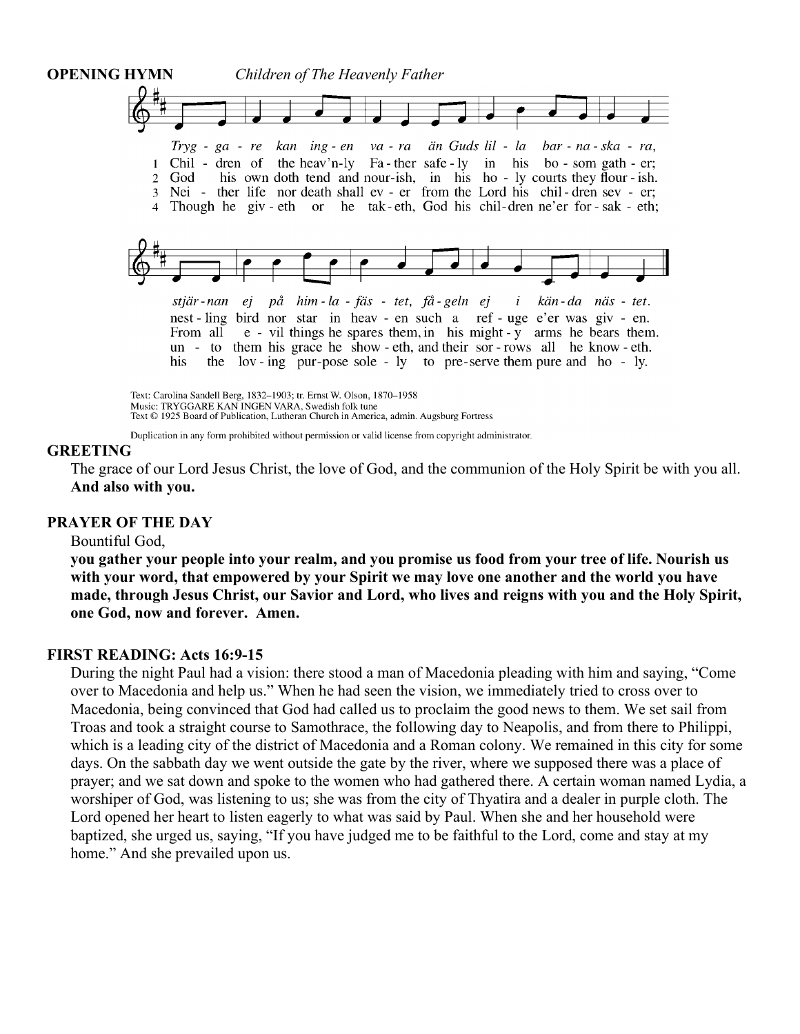**OPENING HYMN** *Children of The Heavenly Father*

*Tryg - ga - re kan ing - en va - ra än Guds lil - la bar - na - ska - ra,*
1 Chil - dren of the heav'n-ly Fa - ther safe - ly in his bo - som gath - er;
2 God his own doth tend and nour-ish, in his ho - ly courts they flour - ish.
3 Nei - ther life nor death shall ev - er from the Lord his chil - dren sev - er;
4 Though he giv - eth or he tak - eth, God his chil - dren ne'er for - sak - eth;

*stjär - nan ej på him - la - fäs - tet, få - geln ej i kän - da näs - tet.*
nest - ling bird nor star in heav - en such a ref - uge e'er was giv - en.
From all e - vil things he spares them, in his might - y arms he bears them.
un - to them his grace he show - eth, and their sor - rows all he know - eth.
his the lov - ing pur-pose sole - ly to pre - serve them pure and ho - ly.

Text: Carolina Sandell Berg, 1832–1903; tr. Ernst W. Olson, 1870–1958
Music: TRYGGARE KAN INGEN VARA, Swedish folk tune
Text © 1925 Board of Publication, Lutheran Church in America, admin. Augsburg Fortress

Duplication in any form prohibited without permission or valid license from copyright administrator.

**GREETING**

The grace of our Lord Jesus Christ, the love of God, and the communion of the Holy Spirit be with you all.
**And also with you.**

**PRAYER OF THE DAY**

Bountiful God,
**you gather your people into your realm, and you promise us food from your tree of life. Nourish us with your word, that empowered by your Spirit we may love one another and the world you have made, through Jesus Christ, our Savior and Lord, who lives and reigns with you and the Holy Spirit, one God, now and forever. Amen.**

**FIRST READING: Acts 16:9-15**

During the night Paul had a vision: there stood a man of Macedonia pleading with him and saying, "Come over to Macedonia and help us." When he had seen the vision, we immediately tried to cross over to Macedonia, being convinced that God had called us to proclaim the good news to them. We set sail from Troas and took a straight course to Samothrace, the following day to Neapolis, and from there to Philippi, which is a leading city of the district of Macedonia and a Roman colony. We remained in this city for some days. On the sabbath day we went outside the gate by the river, where we supposed there was a place of prayer; and we sat down and spoke to the women who had gathered there. A certain woman named Lydia, a worshiper of God, was listening to us; she was from the city of Thyatira and a dealer in purple cloth. The Lord opened her heart to listen eagerly to what was said by Paul. When she and her household were baptized, she urged us, saying, "If you have judged me to be faithful to the Lord, come and stay at my home." And she prevailed upon us.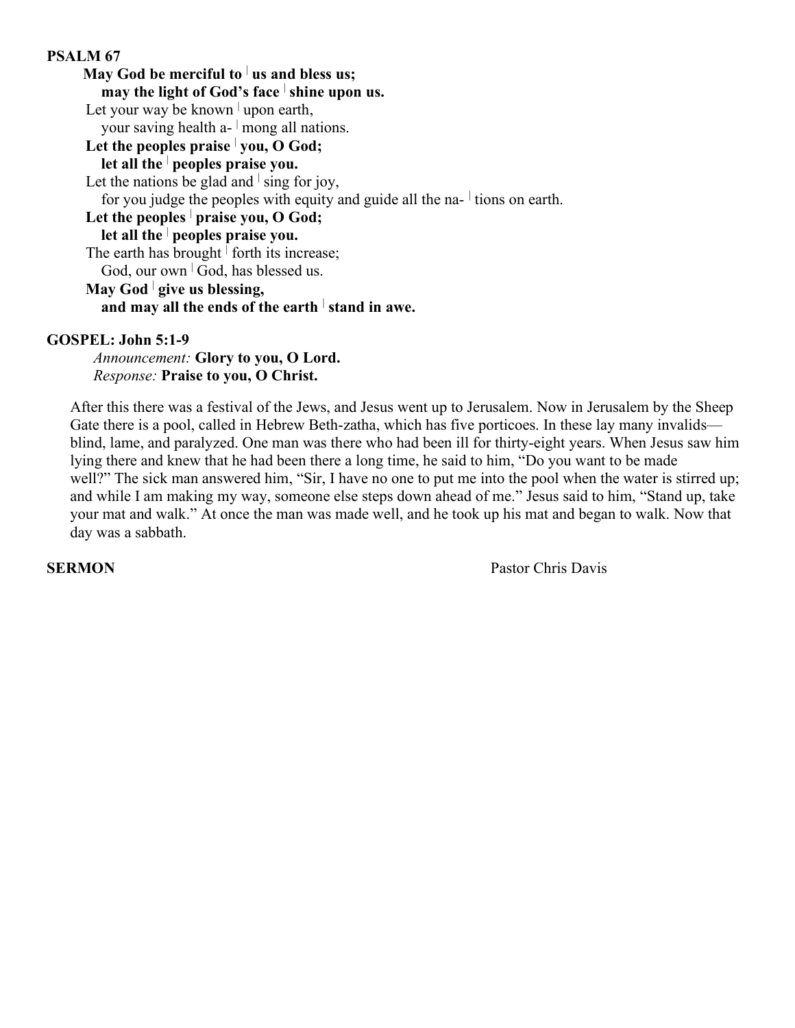**PSALM 67**

**May God be merciful to | us and bless us;**
**may the light of God's face | shine upon us.**
Let your way be known | upon earth,
your saving health a- | mong all nations.
**Let the peoples praise | you, O God;**
**let all the | peoples praise you.**
Let the nations be glad and | sing for joy,
for you judge the peoples with equity and guide all the na- | tions on earth.
**Let the peoples | praise you, O God;**
**let all the | peoples praise you.**
The earth has brought | forth its increase;
God, our own | God, has blessed us.
**May God | give us blessing,**
**and may all the ends of the earth | stand in awe.**

**GOSPEL: John 5:1-9**

*Announcement:* **Glory to you, O Lord.**
*Response:* **Praise to you, O Christ.**

After this there was a festival of the Jews, and Jesus went up to Jerusalem. Now in Jerusalem by the Sheep Gate there is a pool, called in Hebrew Beth-zatha, which has five porticoes. In these lay many invalids—blind, lame, and paralyzed. One man was there who had been ill for thirty-eight years. When Jesus saw him lying there and knew that he had been there a long time, he said to him, "Do you want to be made well?" The sick man answered him, "Sir, I have no one to put me into the pool when the water is stirred up; and while I am making my way, someone else steps down ahead of me." Jesus said to him, "Stand up, take your mat and walk." At once the man was made well, and he took up his mat and began to walk. Now that day was a sabbath.

**SERMON** Pastor Chris Davis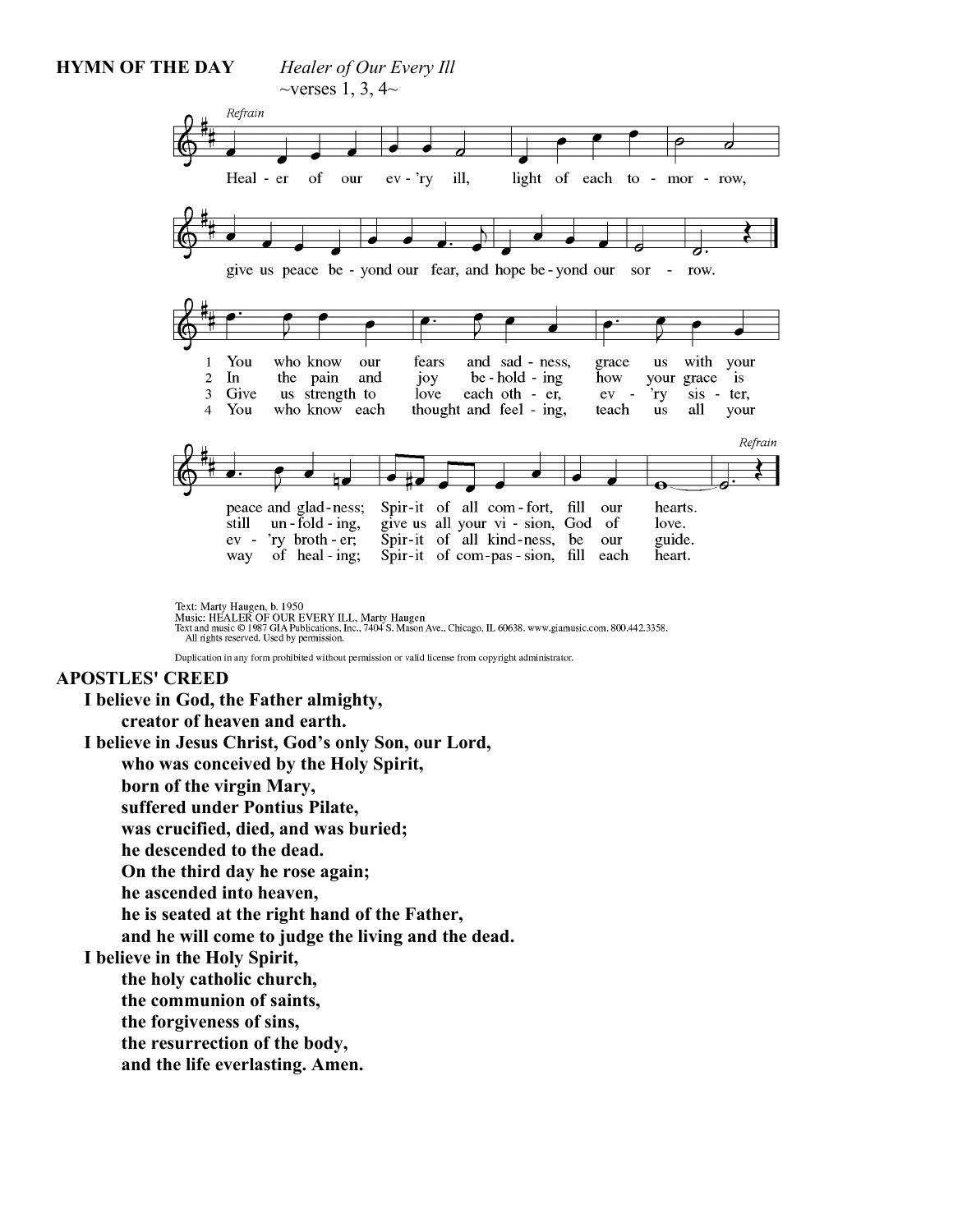**HYMN OF THE DAY** *Healer of Our Every Ill*
~verses 1, 3, 4~

*Refrain*

Heal - er of our ev - 'ry ill, light of each to - mor - row,
give us peace be - yond our fear, and hope be - yond our sor - row.

1 You who know our fears and sad - ness, grace us with your peace and glad - ness; Spir - it of all com - fort, fill our hearts.
2 In the pain and joy be - hold - ing how your grace is still un - fold - ing, give us all your vi - sion, God of love.
3 Give us strength to love each oth - er, ev - 'ry sis - ter, ev - 'ry broth - er; Spir - it of all kind - ness, be our guide.
4 You who know each thought and feel - ing, teach us all your way of heal - ing; Spir - it of com - pas - sion, fill each heart.

*Refrain*

Text: Marty Haugen, b. 1950
Music: HEALER OF OUR EVERY ILL, Marty Haugen
Text and music © 1987 GIA Publications, Inc., 7404 S. Mason Ave., Chicago, IL 60638. www.giamusic.com. 800.442.3358.
All rights reserved. Used by permission.

Duplication in any form prohibited without permission or valid license from copyright administrator.

**APOSTLES' CREED**

**I believe in God, the Father almighty,**
**creator of heaven and earth.**
**I believe in Jesus Christ, God's only Son, our Lord,**
**who was conceived by the Holy Spirit,**
**born of the virgin Mary,**
**suffered under Pontius Pilate,**
**was crucified, died, and was buried;**
**he descended to the dead.**
**On the third day he rose again;**
**he ascended into heaven,**
**he is seated at the right hand of the Father,**
**and he will come to judge the living and the dead.**
**I believe in the Holy Spirit,**
**the holy catholic church,**
**the communion of saints,**
**the forgiveness of sins,**
**the resurrection of the body,**
**and the life everlasting. Amen.**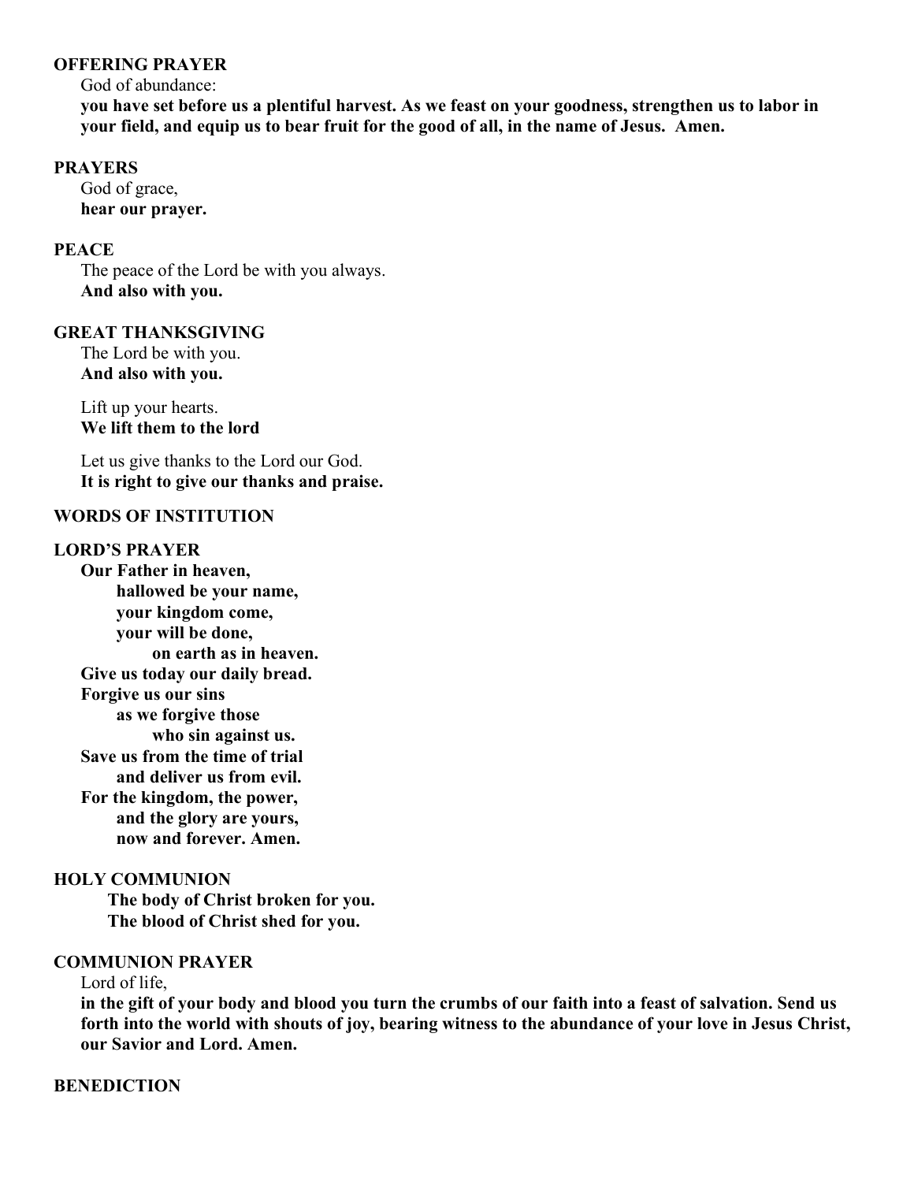**OFFERING PRAYER**

God of abundance:
**you have set before us a plentiful harvest. As we feast on your goodness, strengthen us to labor in your field, and equip us to bear fruit for the good of all, in the name of Jesus. Amen.**

**PRAYERS**

God of grace,
**hear our prayer.**

**PEACE**

The peace of the Lord be with you always.
**And also with you.**

**GREAT THANKSGIVING**

The Lord be with you.
**And also with you.**

Lift up your hearts.
**We lift them to the lord**

Let us give thanks to the Lord our God.
**It is right to give our thanks and praise.**

**WORDS OF INSTITUTION**

**LORD'S PRAYER**

**Our Father in heaven,**
**hallowed be your name,**
**your kingdom come,**
**your will be done,**
**on earth as in heaven.**
**Give us today our daily bread.**
**Forgive us our sins**
**as we forgive those**
**who sin against us.**
**Save us from the time of trial**
**and deliver us from evil.**
**For the kingdom, the power,**
**and the glory are yours,**
**now and forever. Amen.**

**HOLY COMMUNION**

**The body of Christ broken for you.**
**The blood of Christ shed for you.**

**COMMUNION PRAYER**

Lord of life,
**in the gift of your body and blood you turn the crumbs of our faith into a feast of salvation. Send us forth into the world with shouts of joy, bearing witness to the abundance of your love in Jesus Christ, our Savior and Lord. Amen.**

**BENEDICTION**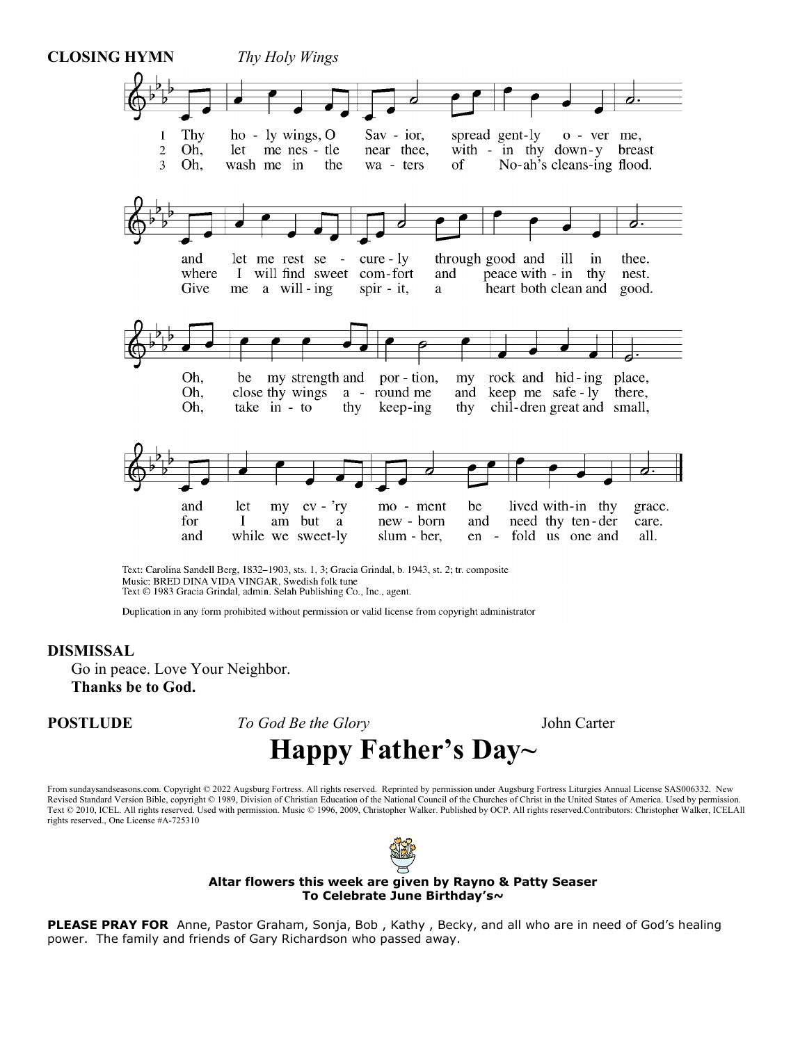**CLOSING HYMN** *Thy Holy Wings*

1 Thy holy wings, O Savior, spread gently over me,
and let me rest securely through good and ill in thee.
Oh, be my strength and portion, my rock and hiding place,
and let my ev'ry moment be lived within thy grace.

2 Oh, let me nestle near thee, within thy downy breast
where I will find sweet comfort and peace within thy nest.
Oh, close thy wings around me and keep me safely there,
for I am but a newborn and need thy tender care.

3 Oh, wash me in the waters of Noah's cleansing flood.
Give me a willing spirit, a heart both clean and good.
Oh, take into thy keeping thy children great and small,
and while we sweetly slumber, enfold us one and all.

Text: Carolina Sandell Berg, 1832–1903, sts. 1, 3; Gracia Grindal, b. 1943, st. 2; tr. composite
Music: BRED DINA VIDA VINGAR, Swedish folk tune
Text © 1983 Gracia Grindal, admin. Selah Publishing Co., Inc., agent.

Duplication in any form prohibited without permission or valid license from copyright administrator

**DISMISSAL**

Go in peace. Love Your Neighbor.
**Thanks be to God.**

**POSTLUDE** *To God Be the Glory* John Carter

# Happy Father's Day~

From sundaysandseasons.com. Copyright © 2022 Augsburg Fortress. All rights reserved. Reprinted by permission under Augsburg Fortress Liturgies Annual License SAS006332. New Revised Standard Version Bible, copyright © 1989, Division of Christian Education of the National Council of the Churches of Christ in the United States of America. Used by permission. Text © 2010, ICEL. All rights reserved. Used with permission. Music © 1996, 2009, Christopher Walker. Published by OCP. All rights reserved.Contributors: Christopher Walker, ICELAll rights reserved., One License #A-725310

**Altar flowers this week are given by Rayno & Patty Seaser**
**To Celebrate June Birthday's~**

**PLEASE PRAY FOR** Anne, Pastor Graham, Sonja, Bob , Kathy , Becky, and all who are in need of God's healing power. The family and friends of Gary Richardson who passed away.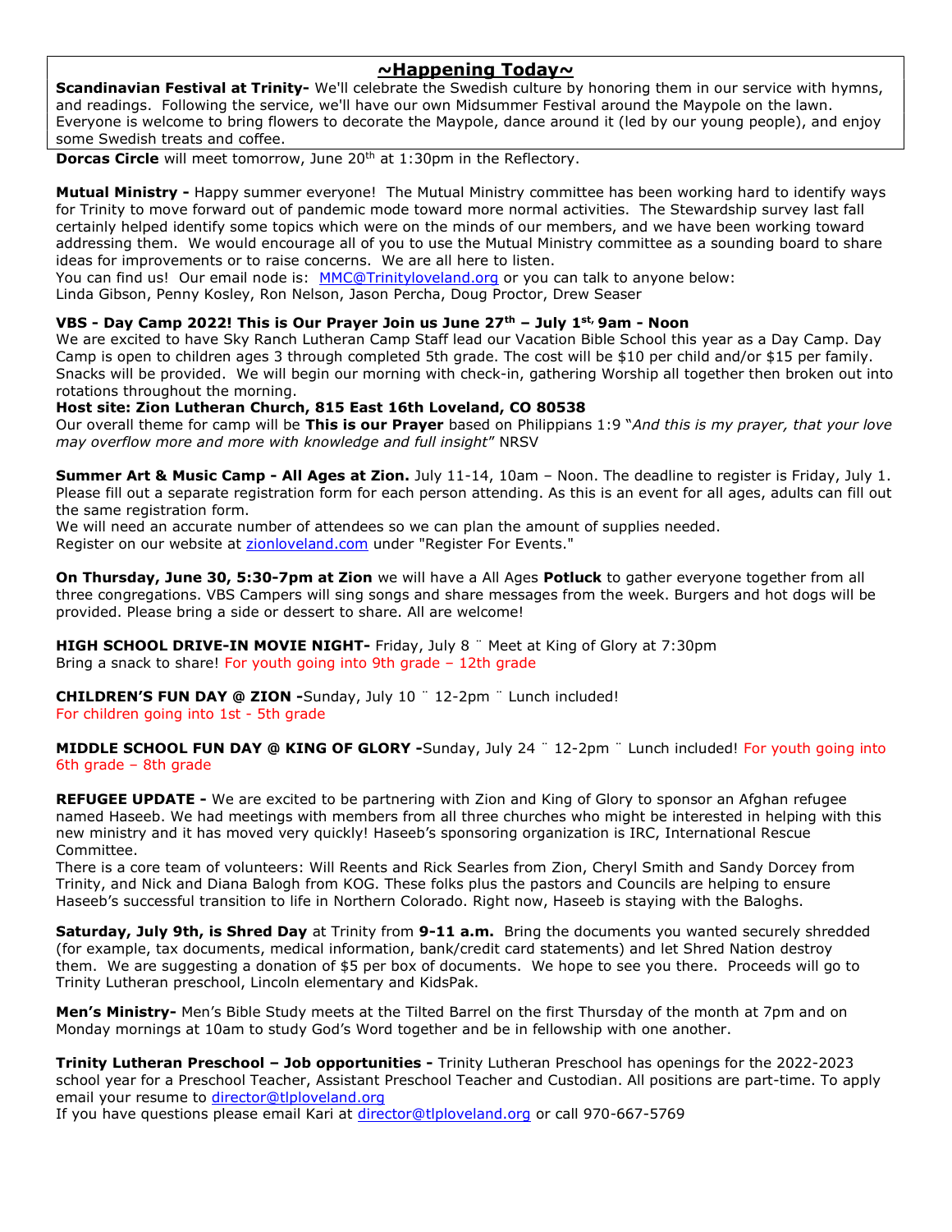## ~Happening Today~

**Scandinavian Festival at Trinity-** We'll celebrate the Swedish culture by honoring them in our service with hymns, and readings. Following the service, we'll have our own Midsummer Festival around the Maypole on the lawn. Everyone is welcome to bring flowers to decorate the Maypole, dance around it (led by our young people), and enjoy some Swedish treats and coffee.

**Dorcas Circle** will meet tomorrow, June 20th at 1:30pm in the Reflectory.

**Mutual Ministry -** Happy summer everyone! The Mutual Ministry committee has been working hard to identify ways for Trinity to move forward out of pandemic mode toward more normal activities. The Stewardship survey last fall certainly helped identify some topics which were on the minds of our members, and we have been working toward addressing them. We would encourage all of you to use the Mutual Ministry committee as a sounding board to share ideas for improvements or to raise concerns. We are all here to listen.
You can find us! Our email node is: MMC@Trinityloveland.org or you can talk to anyone below:
Linda Gibson, Penny Kosley, Ron Nelson, Jason Percha, Doug Proctor, Drew Seaser

**VBS - Day Camp 2022! This is Our Prayer Join us June 27th – July 1st, 9am - Noon**
We are excited to have Sky Ranch Lutheran Camp Staff lead our Vacation Bible School this year as a Day Camp. Day Camp is open to children ages 3 through completed 5th grade. The cost will be $10 per child and/or $15 per family. Snacks will be provided. We will begin our morning with check-in, gathering Worship all together then broken out into rotations throughout the morning.
**Host site: Zion Lutheran Church, 815 East 16th Loveland, CO 80538**
Our overall theme for camp will be **This is our Prayer** based on Philippians 1:9 "*And this is my prayer, that your love may overflow more and more with knowledge and full insight*" NRSV

**Summer Art & Music Camp - All Ages at Zion.** July 11-14, 10am – Noon. The deadline to register is Friday, July 1. Please fill out a separate registration form for each person attending. As this is an event for all ages, adults can fill out the same registration form.
We will need an accurate number of attendees so we can plan the amount of supplies needed.
Register on our website at zionloveland.com under "Register For Events."

**On Thursday, June 30, 5:30-7pm at Zion** we will have a All Ages **Potluck** to gather everyone together from all three congregations. VBS Campers will sing songs and share messages from the week. Burgers and hot dogs will be provided. Please bring a side or dessert to share. All are welcome!

**HIGH SCHOOL DRIVE-IN MOVIE NIGHT-** Friday, July 8 ¨ Meet at King of Glory at 7:30pm
Bring a snack to share! For youth going into 9th grade – 12th grade

**CHILDREN'S FUN DAY @ ZION -**Sunday, July 10 ¨ 12-2pm ¨ Lunch included!
For children going into 1st - 5th grade

**MIDDLE SCHOOL FUN DAY @ KING OF GLORY -**Sunday, July 24 ¨ 12-2pm ¨ Lunch included! For youth going into 6th grade – 8th grade

**REFUGEE UPDATE -** We are excited to be partnering with Zion and King of Glory to sponsor an Afghan refugee named Haseeb. We had meetings with members from all three churches who might be interested in helping with this new ministry and it has moved very quickly! Haseeb's sponsoring organization is IRC, International Rescue Committee.
There is a core team of volunteers: Will Reents and Rick Searles from Zion, Cheryl Smith and Sandy Dorcey from Trinity, and Nick and Diana Balogh from KOG. These folks plus the pastors and Councils are helping to ensure Haseeb's successful transition to life in Northern Colorado. Right now, Haseeb is staying with the Baloghs.

**Saturday, July 9th, is Shred Day** at Trinity from **9-11 a.m.** Bring the documents you wanted securely shredded (for example, tax documents, medical information, bank/credit card statements) and let Shred Nation destroy them. We are suggesting a donation of $5 per box of documents. We hope to see you there. Proceeds will go to Trinity Lutheran preschool, Lincoln elementary and KidsPak.

**Men's Ministry-** Men's Bible Study meets at the Tilted Barrel on the first Thursday of the month at 7pm and on Monday mornings at 10am to study God's Word together and be in fellowship with one another.

**Trinity Lutheran Preschool – Job opportunities -** Trinity Lutheran Preschool has openings for the 2022-2023 school year for a Preschool Teacher, Assistant Preschool Teacher and Custodian. All positions are part-time. To apply email your resume to director@tlploveland.org
If you have questions please email Kari at director@tlploveland.org or call 970-667-5769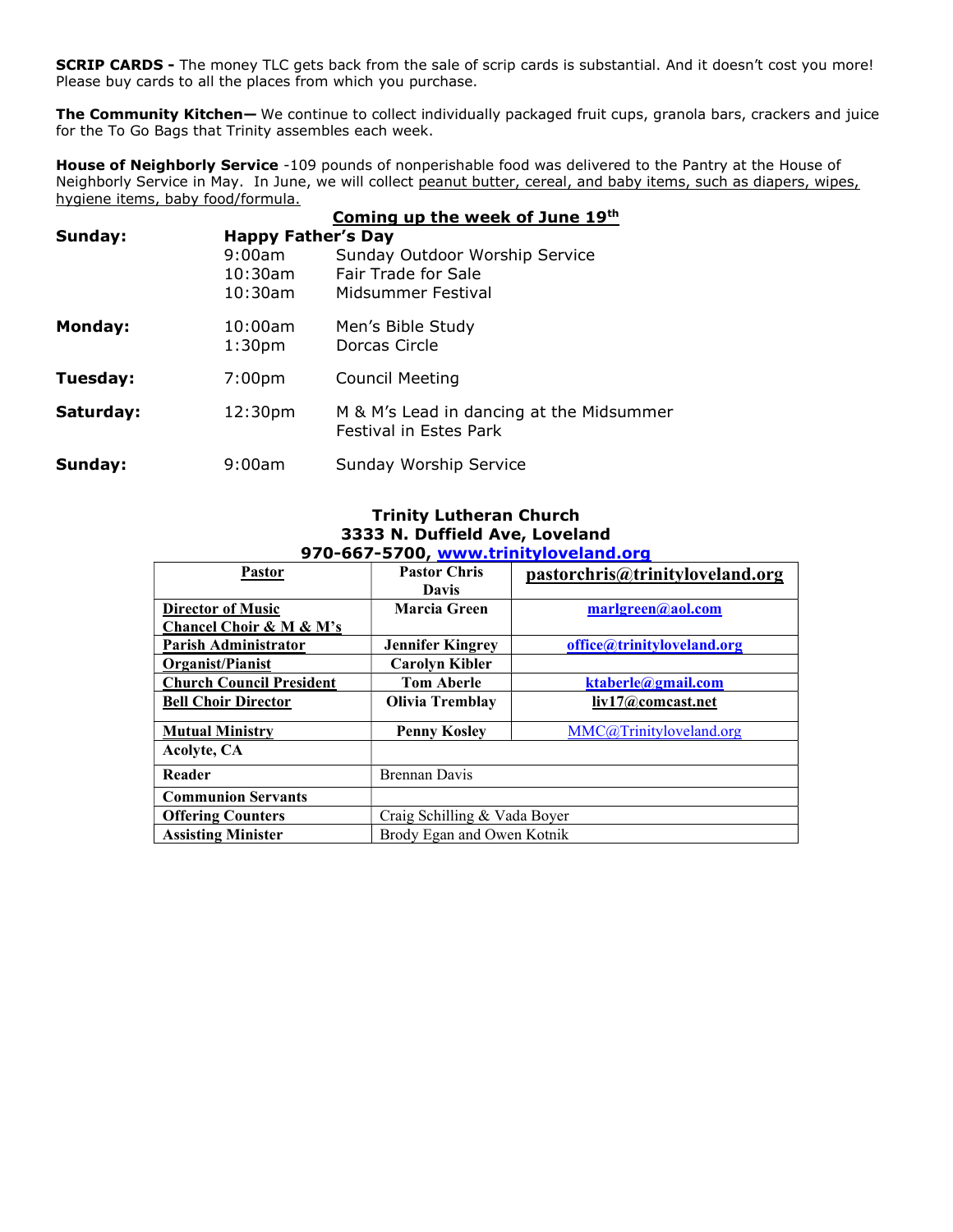**SCRIP CARDS -** The money TLC gets back from the sale of scrip cards is substantial. And it doesn't cost you more! Please buy cards to all the places from which you purchase.

**The Community Kitchen—** We continue to collect individually packaged fruit cups, granola bars, crackers and juice for the To Go Bags that Trinity assembles each week.

**House of Neighborly Service** -109 pounds of nonperishable food was delivered to the Pantry at the House of Neighborly Service in May. In June, we will collect peanut butter, cereal, and baby items, such as diapers, wipes, hygiene items, baby food/formula.

## Coming up the week of June 19th

**Sunday:** **Happy Father's Day**
- 9:00am — Sunday Outdoor Worship Service
- 10:30am — Fair Trade for Sale
- 10:30am — Midsummer Festival

**Monday:**
- 10:00am — Men's Bible Study
- 1:30pm — Dorcas Circle

**Tuesday:**
- 7:00pm — Council Meeting

**Saturday:**
- 12:30pm — M & M's Lead in dancing at the Midsummer Festival in Estes Park

**Sunday:**
- 9:00am — Sunday Worship Service

**Trinity Lutheran Church**
**3333 N. Duffield Ave, Loveland**
**970-667-5700, www.trinityloveland.org**

| | | |
|---|---|---|
| **Pastor** | **Pastor Chris Davis** | **pastorchris@trinityloveland.org** |
| **Director of Music Chancel Choir & M & M's** | **Marcia Green** | **marlgreen@aol.com** |
| **Parish Administrator** | **Jennifer Kingrey** | **office@trinityloveland.org** |
| **Organist/Pianist** | **Carolyn Kibler** | |
| **Church Council President** | **Tom Aberle** | **ktaberle@gmail.com** |
| **Bell Choir Director** | **Olivia Tremblay** | **liv17@comcast.net** |
| **Mutual Ministry** | **Penny Kosley** | MMC@Trinityloveland.org |
| **Acolyte, CA** | | |
| **Reader** | Brennan Davis | |
| **Communion Servants** | | |
| **Offering Counters** | Craig Schilling & Vada Boyer | |
| **Assisting Minister** | Brody Egan and Owen Kotnik | |